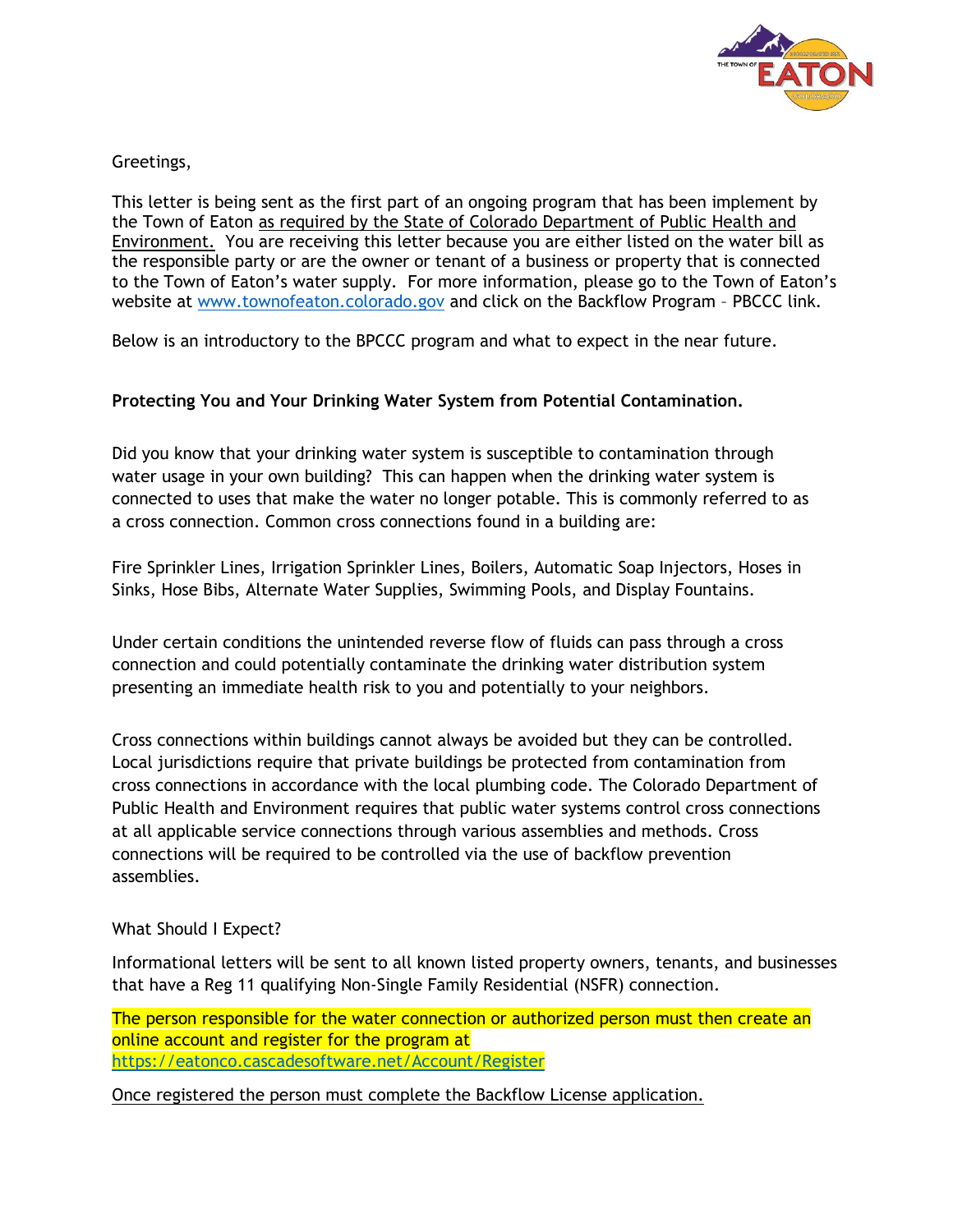Greetings,

This letter is being sent as the first part of an ongoing program that has been implement by the Town of Eaton as required by the State of Colorado Department of Public Health and Environment. You are receiving this letter because you are either listed on the water bill as the responsible party or are the owner or tenant of a business or property that is connected to the Town of Eaton's water supply. For more information, please go to the Town of Eaton's website at www.townofeaton.colorado.gov and click on the Backflow Program – PBCCC link.

Below is an introductory to the BPCCC program and what to expect in the near future.

**Protecting You and Your Drinking Water System from Potential Contamination.**

Did you know that your drinking water system is susceptible to contamination through water usage in your own building? This can happen when the drinking water system is connected to uses that make the water no longer potable. This is commonly referred to as a cross connection. Common cross connections found in a building are:

Fire Sprinkler Lines, Irrigation Sprinkler Lines, Boilers, Automatic Soap Injectors, Hoses in Sinks, Hose Bibs, Alternate Water Supplies, Swimming Pools, and Display Fountains.

Under certain conditions the unintended reverse flow of fluids can pass through a cross connection and could potentially contaminate the drinking water distribution system presenting an immediate health risk to you and potentially to your neighbors.

Cross connections within buildings cannot always be avoided but they can be controlled. Local jurisdictions require that private buildings be protected from contamination from cross connections in accordance with the local plumbing code. The Colorado Department of Public Health and Environment requires that public water systems control cross connections at all applicable service connections through various assemblies and methods. Cross connections will be required to be controlled via the use of backflow prevention assemblies.

What Should I Expect?

Informational letters will be sent to all known listed property owners, tenants, and businesses that have a Reg 11 qualifying Non-Single Family Residential (NSFR) connection.

The person responsible for the water connection or authorized person must then create an online account and register for the program at https://eatonco.cascadesoftware.net/Account/Register

Once registered the person must complete the Backflow License application.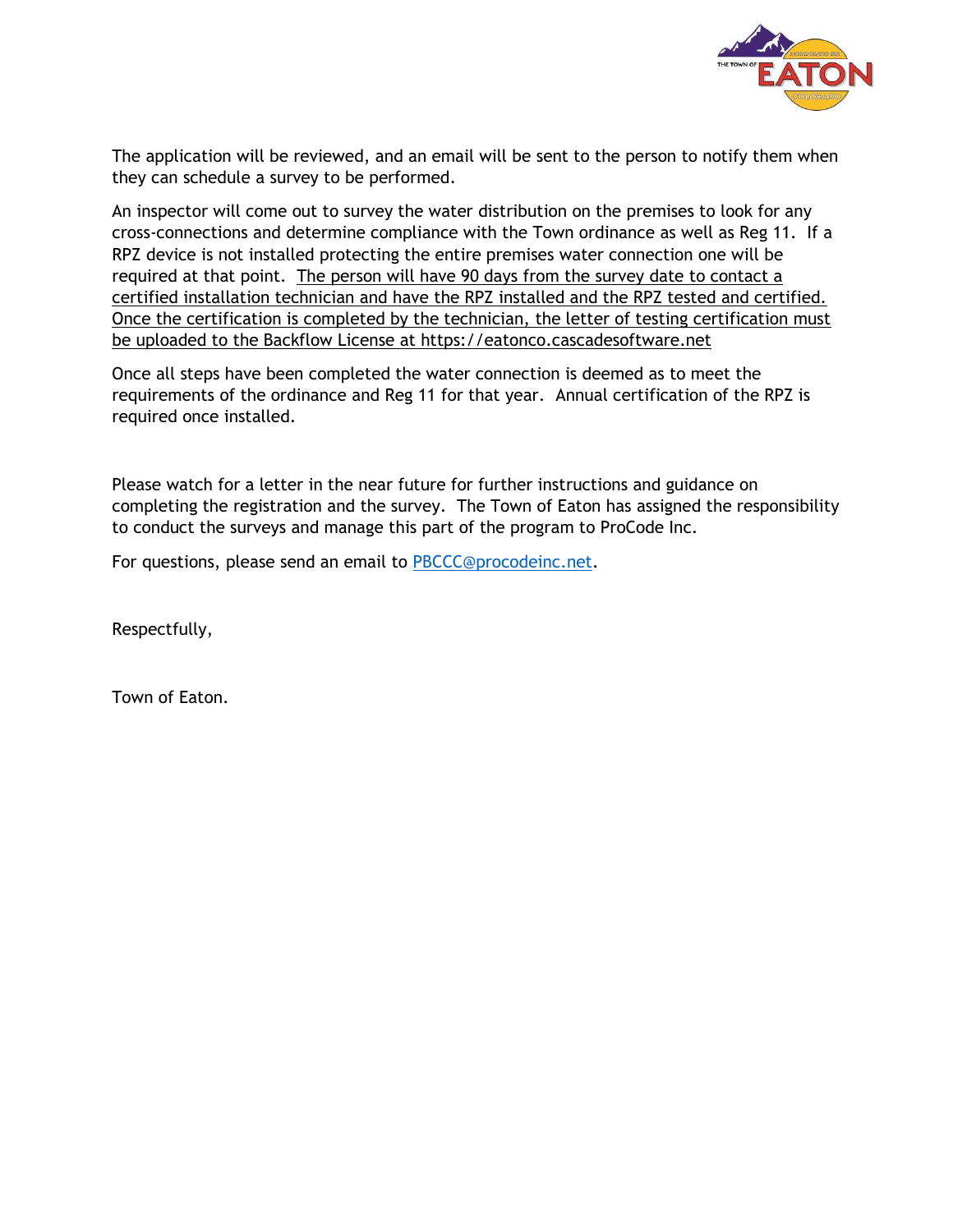The application will be reviewed, and an email will be sent to the person to notify them when they can schedule a survey to be performed.

An inspector will come out to survey the water distribution on the premises to look for any cross-connections and determine compliance with the Town ordinance as well as Reg 11. If a RPZ device is not installed protecting the entire premises water connection one will be required at that point. <u>The person will have 90 days from the survey date to contact a certified installation technician and have the RPZ installed and the RPZ tested and certified. Once the certification is completed by the technician, the letter of testing certification must be uploaded to the Backflow License at https://eatonco.cascadesoftware.net</u>

Once all steps have been completed the water connection is deemed as to meet the requirements of the ordinance and Reg 11 for that year. Annual certification of the RPZ is required once installed.

Please watch for a letter in the near future for further instructions and guidance on completing the registration and the survey. The Town of Eaton has assigned the responsibility to conduct the surveys and manage this part of the program to ProCode Inc.

For questions, please send an email to PBCCC@procodeinc.net.

Respectfully,

Town of Eaton.